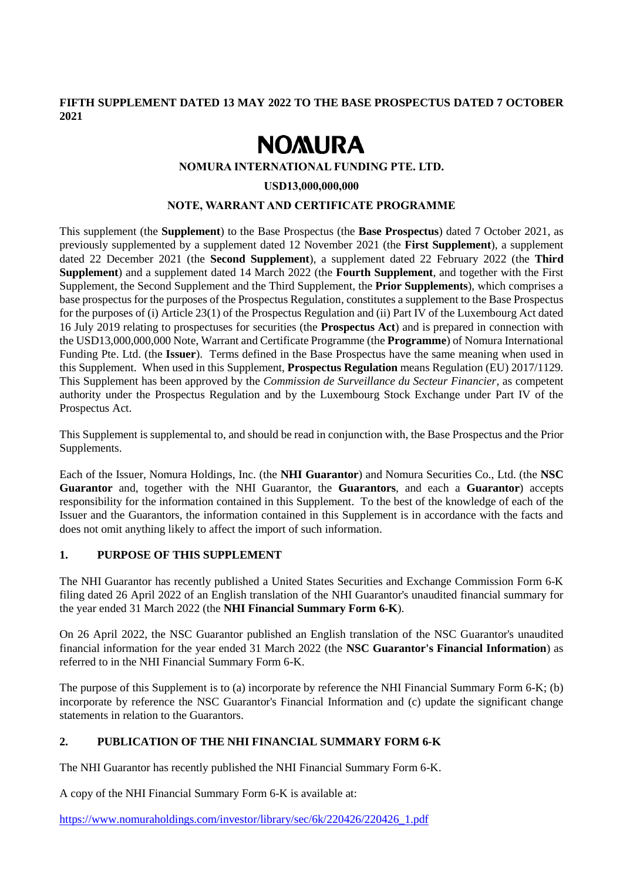**FIFTH SUPPLEMENT DATED 13 MAY 2022 TO THE BASE PROSPECTUS DATED 7 OCTOBER 2021**

# NOMURA

**NOMURA INTERNATIONAL FUNDING PTE. LTD.**

**USD13,000,000,000**

**NOTE, WARRANT AND CERTIFICATE PROGRAMME**

This supplement (the **Supplement**) to the Base Prospectus (the **Base Prospectus**) dated 7 October 2021, as previously supplemented by a supplement dated 12 November 2021 (the **First Supplement**), a supplement dated 22 December 2021 (the **Second Supplement**), a supplement dated 22 February 2022 (the **Third Supplement**) and a supplement dated 14 March 2022 (the **Fourth Supplement**, and together with the First Supplement, the Second Supplement and the Third Supplement, the **Prior Supplements**), which comprises a base prospectus for the purposes of the Prospectus Regulation, constitutes a supplement to the Base Prospectus for the purposes of (i) Article 23(1) of the Prospectus Regulation and (ii) Part IV of the Luxembourg Act dated 16 July 2019 relating to prospectuses for securities (the **Prospectus Act**) and is prepared in connection with the USD13,000,000,000 Note, Warrant and Certificate Programme (the **Programme**) of Nomura International Funding Pte. Ltd. (the **Issuer**). Terms defined in the Base Prospectus have the same meaning when used in this Supplement. When used in this Supplement, **Prospectus Regulation** means Regulation (EU) 2017/1129. This Supplement has been approved by the *Commission de Surveillance du Secteur Financier*, as competent authority under the Prospectus Regulation and by the Luxembourg Stock Exchange under Part IV of the Prospectus Act.

This Supplement is supplemental to, and should be read in conjunction with, the Base Prospectus and the Prior Supplements.

Each of the Issuer, Nomura Holdings, Inc. (the **NHI Guarantor**) and Nomura Securities Co., Ltd. (the **NSC Guarantor** and, together with the NHI Guarantor, the **Guarantors**, and each a **Guarantor**) accepts responsibility for the information contained in this Supplement. To the best of the knowledge of each of the Issuer and the Guarantors, the information contained in this Supplement is in accordance with the facts and does not omit anything likely to affect the import of such information.

## 1. PURPOSE OF THIS SUPPLEMENT

The NHI Guarantor has recently published a United States Securities and Exchange Commission Form 6-K filing dated 26 April 2022 of an English translation of the NHI Guarantor's unaudited financial summary for the year ended 31 March 2022 (the **NHI Financial Summary Form 6-K**).

On 26 April 2022, the NSC Guarantor published an English translation of the NSC Guarantor's unaudited financial information for the year ended 31 March 2022 (the **NSC Guarantor's Financial Information**) as referred to in the NHI Financial Summary Form 6-K.

The purpose of this Supplement is to (a) incorporate by reference the NHI Financial Summary Form 6-K; (b) incorporate by reference the NSC Guarantor's Financial Information and (c) update the significant change statements in relation to the Guarantors.

## 2. PUBLICATION OF THE NHI FINANCIAL SUMMARY FORM 6-K

The NHI Guarantor has recently published the NHI Financial Summary Form 6-K.

A copy of the NHI Financial Summary Form 6-K is available at:

https://www.nomuraholdings.com/investor/library/sec/6k/220426/220426_1.pdf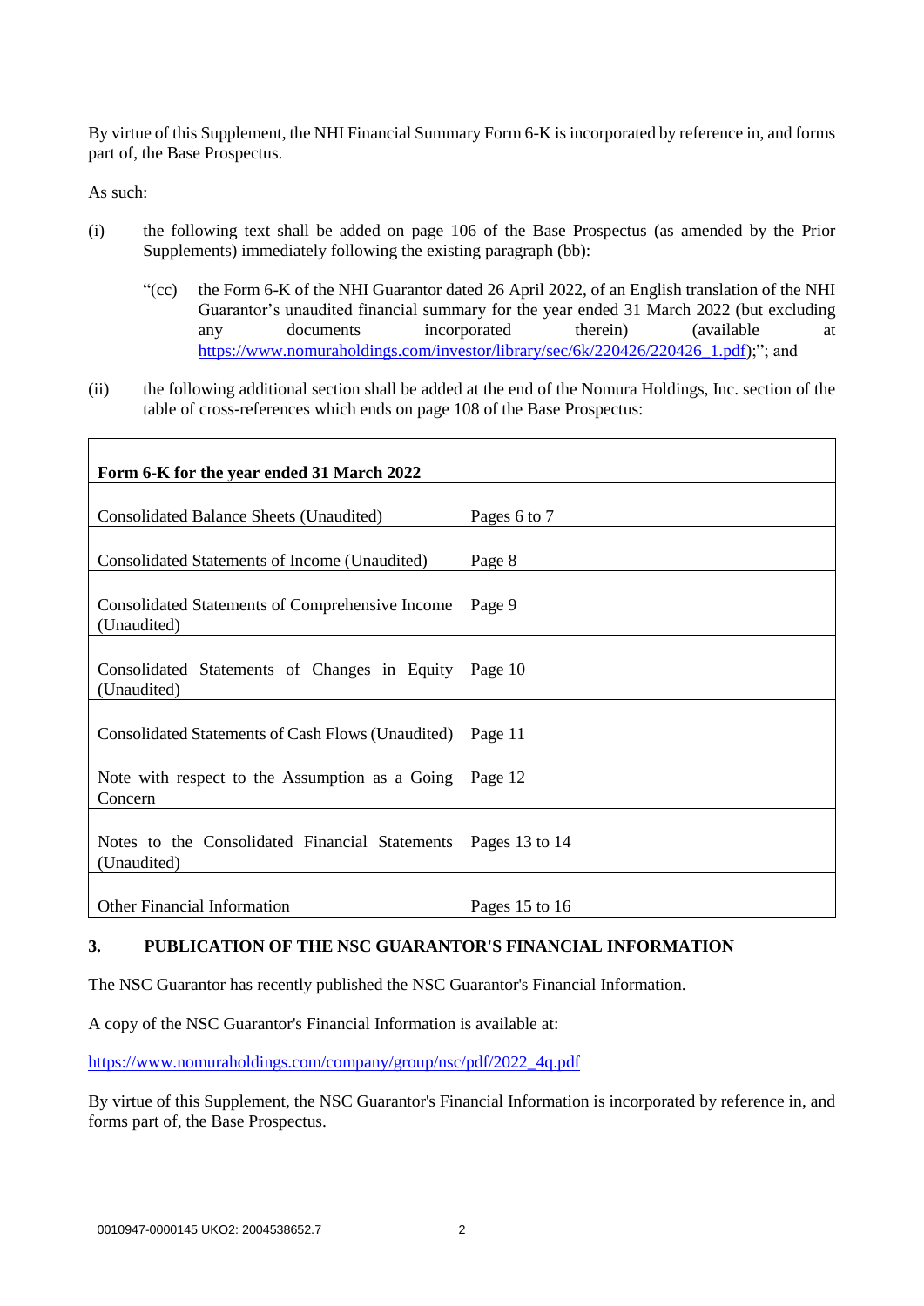By virtue of this Supplement, the NHI Financial Summary Form 6-K is incorporated by reference in, and forms part of, the Base Prospectus.

As such:

(i) the following text shall be added on page 106 of the Base Prospectus (as amended by the Prior Supplements) immediately following the existing paragraph (bb):

> "(cc) the Form 6-K of the NHI Guarantor dated 26 April 2022, of an English translation of the NHI Guarantor's unaudited financial summary for the year ended 31 March 2022 (but excluding any documents incorporated therein) (available at https://www.nomuraholdings.com/investor/library/sec/6k/220426/220426_1.pdf);"; and

(ii) the following additional section shall be added at the end of the Nomura Holdings, Inc. section of the table of cross-references which ends on page 108 of the Base Prospectus:

| **Form 6-K for the year ended 31 March 2022** | |
|---|---|
| Consolidated Balance Sheets (Unaudited) | Pages 6 to 7 |
| Consolidated Statements of Income (Unaudited) | Page 8 |
| Consolidated Statements of Comprehensive Income (Unaudited) | Page 9 |
| Consolidated Statements of Changes in Equity (Unaudited) | Page 10 |
| Consolidated Statements of Cash Flows (Unaudited) | Page 11 |
| Note with respect to the Assumption as a Going Concern | Page 12 |
| Notes to the Consolidated Financial Statements (Unaudited) | Pages 13 to 14 |
| Other Financial Information | Pages 15 to 16 |

## 3. PUBLICATION OF THE NSC GUARANTOR'S FINANCIAL INFORMATION

The NSC Guarantor has recently published the NSC Guarantor's Financial Information.

A copy of the NSC Guarantor's Financial Information is available at:

https://www.nomuraholdings.com/company/group/nsc/pdf/2022_4q.pdf

By virtue of this Supplement, the NSC Guarantor's Financial Information is incorporated by reference in, and forms part of, the Base Prospectus.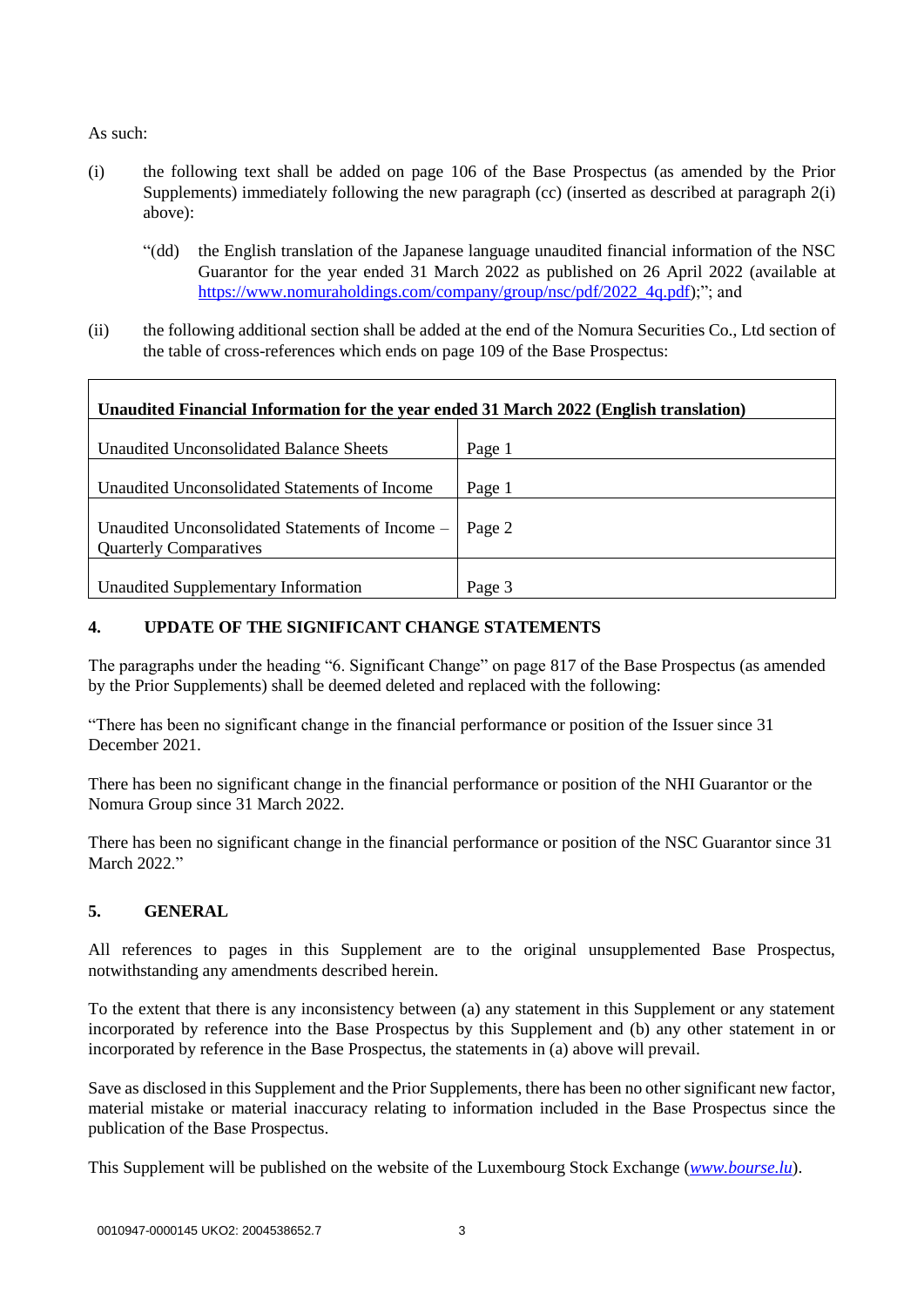As such:

(i) the following text shall be added on page 106 of the Base Prospectus (as amended by the Prior Supplements) immediately following the new paragraph (cc) (inserted as described at paragraph 2(i) above):

> "(dd) the English translation of the Japanese language unaudited financial information of the NSC Guarantor for the year ended 31 March 2022 as published on 26 April 2022 (available at https://www.nomuraholdings.com/company/group/nsc/pdf/2022_4q.pdf);"; and

(ii) the following additional section shall be added at the end of the Nomura Securities Co., Ltd section of the table of cross-references which ends on page 109 of the Base Prospectus:

| **Unaudited Financial Information for the year ended 31 March 2022 (English translation)** | |
|---|---|
| Unaudited Unconsolidated Balance Sheets | Page 1 |
| Unaudited Unconsolidated Statements of Income | Page 1 |
| Unaudited Unconsolidated Statements of Income – Quarterly Comparatives | Page 2 |
| Unaudited Supplementary Information | Page 3 |

## 4. UPDATE OF THE SIGNIFICANT CHANGE STATEMENTS

The paragraphs under the heading "6. Significant Change" on page 817 of the Base Prospectus (as amended by the Prior Supplements) shall be deemed deleted and replaced with the following:

"There has been no significant change in the financial performance or position of the Issuer since 31 December 2021.

There has been no significant change in the financial performance or position of the NHI Guarantor or the Nomura Group since 31 March 2022.

There has been no significant change in the financial performance or position of the NSC Guarantor since 31 March 2022."

## 5. GENERAL

All references to pages in this Supplement are to the original unsupplemented Base Prospectus, notwithstanding any amendments described herein.

To the extent that there is any inconsistency between (a) any statement in this Supplement or any statement incorporated by reference into the Base Prospectus by this Supplement and (b) any other statement in or incorporated by reference in the Base Prospectus, the statements in (a) above will prevail.

Save as disclosed in this Supplement and the Prior Supplements, there has been no other significant new factor, material mistake or material inaccuracy relating to information included in the Base Prospectus since the publication of the Base Prospectus.

This Supplement will be published on the website of the Luxembourg Stock Exchange (*www.bourse.lu*).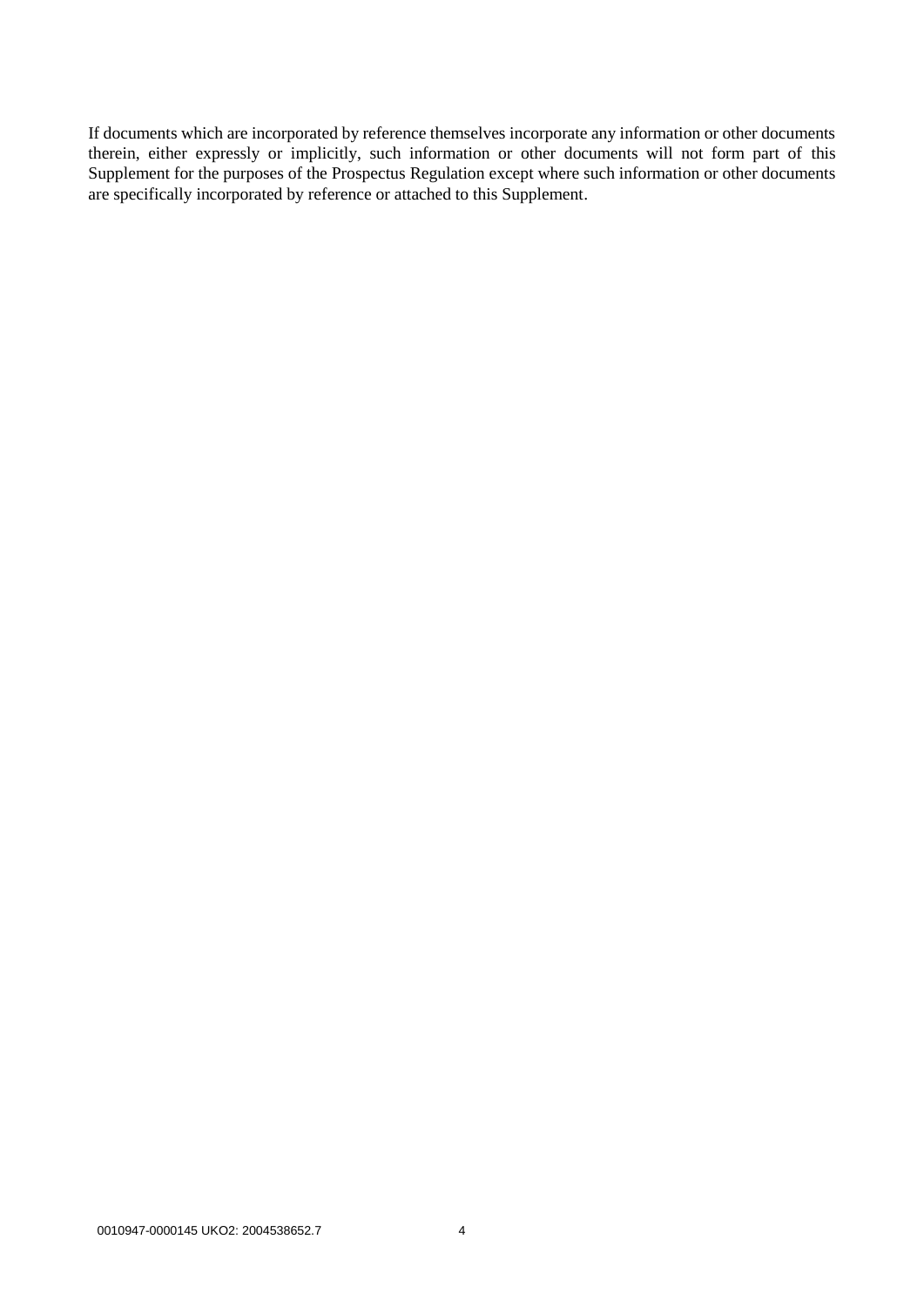If documents which are incorporated by reference themselves incorporate any information or other documents therein, either expressly or implicitly, such information or other documents will not form part of this Supplement for the purposes of the Prospectus Regulation except where such information or other documents are specifically incorporated by reference or attached to this Supplement.